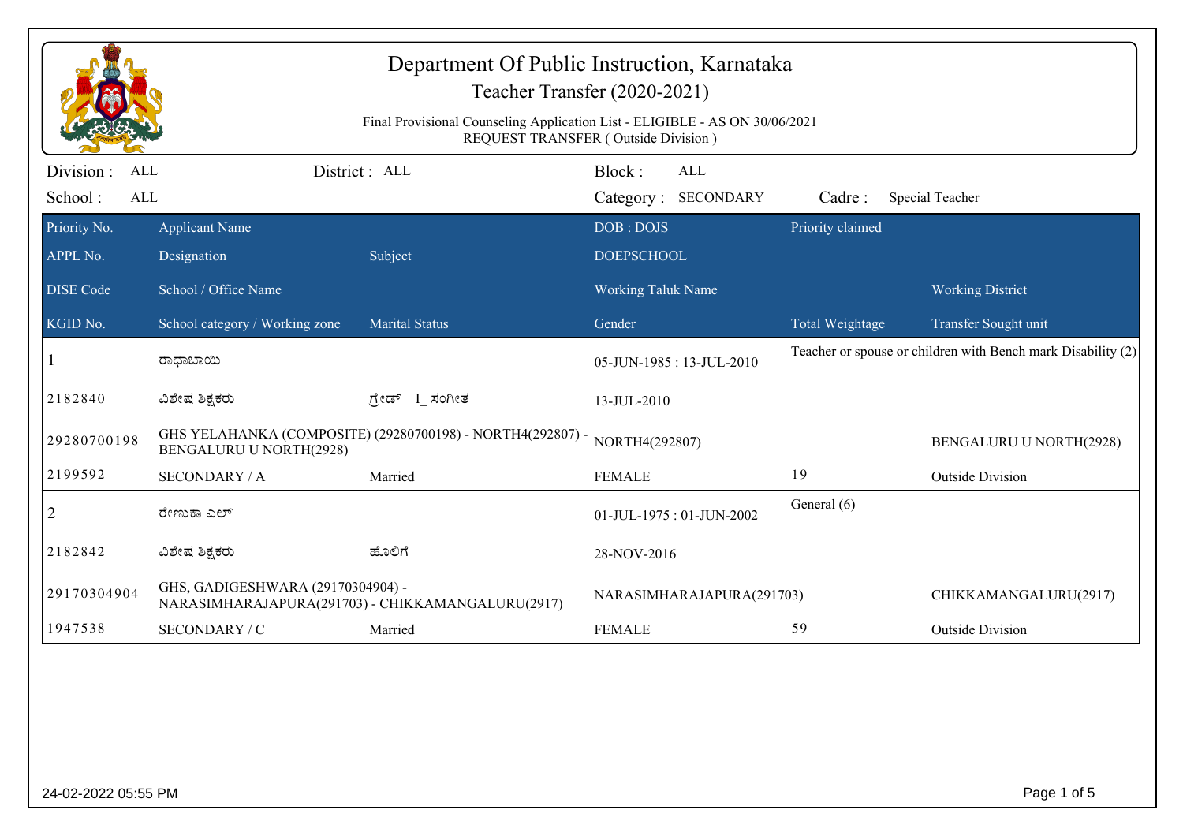# Department Of Public Instruction, Karnataka

## Teacher Transfer (2020-2021)

Final Provisional Counseling Application List - ELIGIBLE - AS ON 30/06/2021
REQUEST TRANSFER ( Outside Division )

Division : ALL District : ALL Block : ALL
School : ALL Category : SECONDARY Cadre : Special Teacher

| Priority No. / APPL No. / DISE Code / KGID No. | Applicant Name / Designation / School / Office Name / School category / Working zone | Subject / Marital Status | DOB : DOJS / DOEPSCHOOL / Working Taluk Name / Gender | Priority claimed / Total Weightage | Working District / Transfer Sought unit |
|---|---|---|---|---|---|
| 1 | ರಾಧಾಬಾಯಿ | | 05-JUN-1985 : 13-JUL-2010 | Teacher or spouse or children with Bench mark Disability (2) | |
| 2182840 | ವಿಶೇಷ ಶಿಕ್ಷಕರು | ಗ್ರೇಡ್ I_ ಸಂಗೀತ | 13-JUL-2010 | | |
| 29280700198 | GHS YELAHANKA (COMPOSITE) (29280700198) - NORTH4(292807) - BENGALURU U NORTH(2928) | | NORTH4(292807) | | BENGALURU U NORTH(2928) |
| 2199592 | SECONDARY / A | Married | FEMALE | 19 | Outside Division |
| 2 | ರೇಣುಕಾ ಎಲ್ | | 01-JUL-1975 : 01-JUN-2002 | General (6) | |
| 2182842 | ವಿಶೇಷ ಶಿಕ್ಷಕರು | ಹೊಲಿಗೆ | 28-NOV-2016 | | |
| 29170304904 | GHS, GADIGESHWARA (29170304904) - NARASIMHARAJAPURA(291703) - CHIKKAMANGALURU(2917) | | NARASIMHARAJAPURA(291703) | | CHIKKAMANGALURU(2917) |
| 1947538 | SECONDARY / C | Married | FEMALE | 59 | Outside Division |

24-02-2022 05:55 PM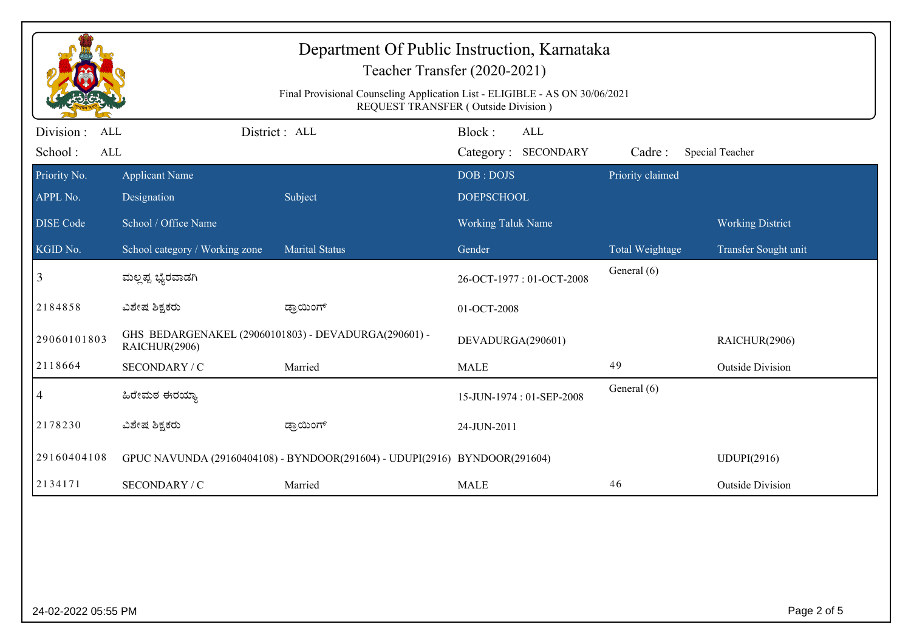# Department Of Public Instruction, Karnataka

Teacher Transfer (2020-2021)

Final Provisional Counseling Application List - ELIGIBLE - AS ON 30/06/2021
REQUEST TRANSFER ( Outside Division )

Division : ALL  District : ALL  Block : ALL

School : ALL  Category : SECONDARY  Cadre : Special Teacher

| Priority No. / APPL No. / DISE Code / KGID No. | Applicant Name / Designation / School / Office Name / School category / Working zone | Subject / Marital Status | DOB : DOJS / DOEPSCHOOL / Working Taluk Name / Gender | Priority claimed / Total Weightage | Working District / Transfer Sought unit |
|---|---|---|---|---|---|
| 3 | ಮಲ್ಲಪ್ಪ ಭೈರವಾಡಗಿ | | 26-OCT-1977 : 01-OCT-2008 | General (6) | |
| 2184858 | ವಿಶೇಷ ಶಿಕ್ಷಕರು | ಡ್ರಾಯಿಂಗ್ | 01-OCT-2008 | | |
| 29060101803 | GHS BEDARGENAKEL (29060101803) - DEVADURGA(290601) - RAICHUR(2906) | | DEVADURGA(290601) | | RAICHUR(2906) |
| 2118664 | SECONDARY / C | Married | MALE | 49 | Outside Division |
| 4 | ಹಿರೇಮಠ ಈರಯ್ಯಾ | | 15-JUN-1974 : 01-SEP-2008 | General (6) | |
| 2178230 | ವಿಶೇಷ ಶಿಕ್ಷಕರು | ಡ್ರಾಯಿಂಗ್ | 24-JUN-2011 | | |
| 29160404108 | GPUC NAVUNDA (29160404108) - BYNDOOR(291604) - UDUPI(2916) | | BYNDOOR(291604) | | UDUPI(2916) |
| 2134171 | SECONDARY / C | Married | MALE | 46 | Outside Division |

24-02-2022 05:55 PM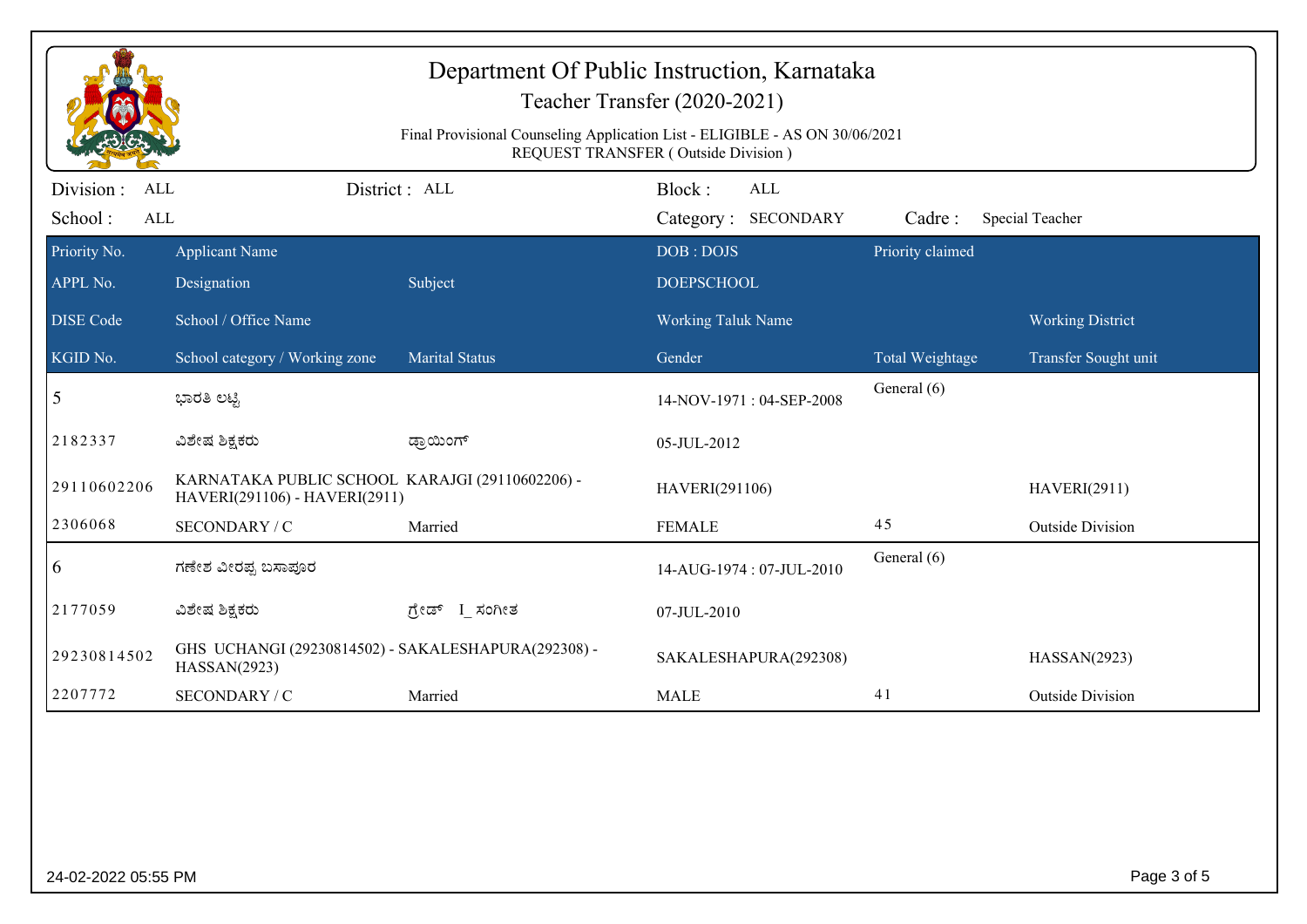# Department Of Public Instruction, Karnataka

## Teacher Transfer (2020-2021)

Final Provisional Counseling Application List - ELIGIBLE - AS ON 30/06/2021

REQUEST TRANSFER ( Outside Division )

Division : ALL | District : ALL | Block : ALL

School : ALL | Category : SECONDARY | Cadre : Special Teacher

| Priority No. / APPL No. / DISE Code / KGID No. | Applicant Name / Designation / School / Office Name / School category / Working zone | Subject / Marital Status | DOB : DOJS / DOEPSCHOOL / Working Taluk Name / Gender | Priority claimed / Total Weightage | Working District / Transfer Sought unit |
|---|---|---|---|---|---|
| 5 | ಭಾರತಿ ಲಟ್ಟಿ | | 14-NOV-1971 : 04-SEP-2008 | General (6) | |
| 2182337 | ವಿಶೇಷ ಶಿಕ್ಷಕರು | ಡ್ರಾಯಿಂಗ್ | 05-JUL-2012 | | |
| 29110602206 | KARNATAKA PUBLIC SCHOOL KARAJGI (29110602206) - HAVERI(291106) - HAVERI(2911) | | HAVERI(291106) | | HAVERI(2911) |
| 2306068 | SECONDARY / C | Married | FEMALE | 45 | Outside Division |
| 6 | ಗಣೇಶ ವೀರಪ್ಪ ಬಸಾಪೂರ | | 14-AUG-1974 : 07-JUL-2010 | General (6) | |
| 2177059 | ವಿಶೇಷ ಶಿಕ್ಷಕರು | ಗ್ರೇಡ್ I_ ಸಂಗೀತ | 07-JUL-2010 | | |
| 29230814502 | GHS UCHANGI (29230814502) - SAKALESHAPURA(292308) - HASSAN(2923) | | SAKALESHAPURA(292308) | | HASSAN(2923) |
| 2207772 | SECONDARY / C | Married | MALE | 41 | Outside Division |

24-02-2022 05:55 PM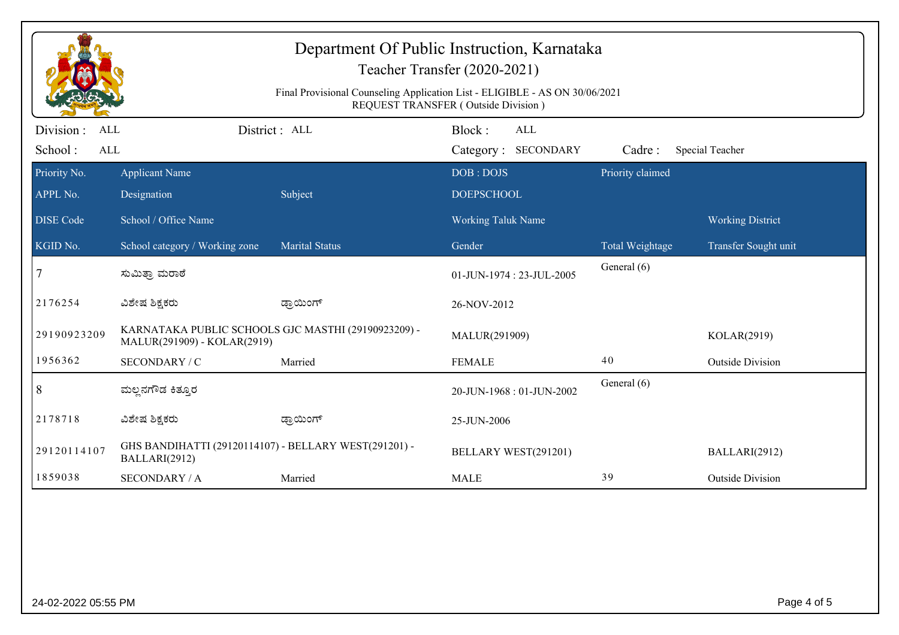# Department Of Public Instruction, Karnataka

## Teacher Transfer (2020-2021)

Final Provisional Counseling Application List - ELIGIBLE - AS ON 30/06/2021
REQUEST TRANSFER ( Outside Division )

Division : ALL | District : ALL | Block : ALL
School : ALL | Category : SECONDARY | Cadre : Special Teacher

| Priority No. / APPL No. / DISE Code / KGID No. | Applicant Name / Designation / School / Office Name / School category / Working zone | Subject / Marital Status | DOB : DOJS / DOEPSCHOOL / Working Taluk Name / Gender | Priority claimed / Total Weightage | Working District / Transfer Sought unit |
|---|---|---|---|---|---|
| 7 | ಸುಮಿತ್ರಾ ಮರಾಠೆ | | 01-JUN-1974 : 23-JUL-2005 | General (6) | |
| 2176254 | ವಿಶೇಷ ಶಿಕ್ಷಕರು | ಡ್ರಾಯಿಂಗ್ | 26-NOV-2012 | | |
| 29190923209 | KARNATAKA PUBLIC SCHOOLS GJC MASTHI (29190923209) - MALUR(291909) - KOLAR(2919) | | MALUR(291909) | | KOLAR(2919) |
| 1956362 | SECONDARY / C | Married | FEMALE | 40 | Outside Division |
| 8 | ಮಲ್ಲನಗೌಡ ಕಿತ್ತೂರ | | 20-JUN-1968 : 01-JUN-2002 | General (6) | |
| 2178718 | ವಿಶೇಷ ಶಿಕ್ಷಕರು | ಡ್ರಾಯಿಂಗ್ | 25-JUN-2006 | | |
| 29120114107 | GHS BANDIHATTI (29120114107) - BELLARY WEST(291201) - BALLARI(2912) | | BELLARY WEST(291201) | | BALLARI(2912) |
| 1859038 | SECONDARY / A | Married | MALE | 39 | Outside Division |

24-02-2022 05:55 PM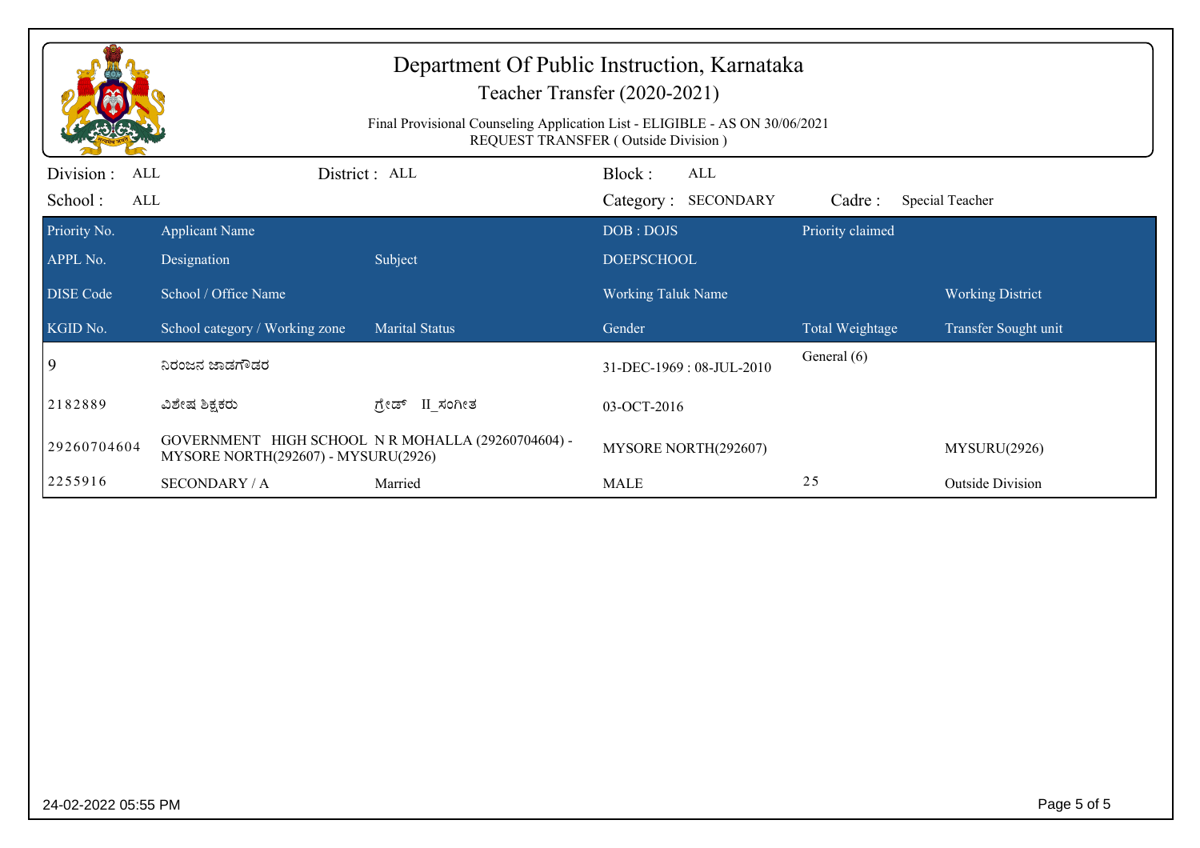# Department Of Public Instruction, Karnataka

## Teacher Transfer (2020-2021)

Final Provisional Counseling Application List - ELIGIBLE - AS ON 30/06/2021
REQUEST TRANSFER ( Outside Division )

Division : ALL District : ALL Block : ALL
School : ALL Category : SECONDARY Cadre : Special Teacher

| Priority No. / APPL No. / DISE Code / KGID No. | Applicant Name / Designation / School / Office Name / School category / Working zone | Subject / Marital Status | DOB : DOJS / DOEPSCHOOL / Working Taluk Name / Gender | Priority claimed / Total Weightage | Working District / Transfer Sought unit |
|---|---|---|---|---|---|
| 9 | ನಿರಂಜನ ಜಾಡಗೌಡರ | | 31-DEC-1969 : 08-JUL-2010 | General (6) | |
| 2182889 | ವಿಶೇಷ ಶಿಕ್ಷಕರು | ಗ್ರೇಡ್ II_ಸಂಗೀತ | 03-OCT-2016 | | |
| 29260704604 | GOVERNMENT HIGH SCHOOL N R MOHALLA (29260704604) - MYSORE NORTH(292607) - MYSURU(2926) | | MYSORE NORTH(292607) | | MYSURU(2926) |
| 2255916 | SECONDARY / A | Married | MALE | 25 | Outside Division |